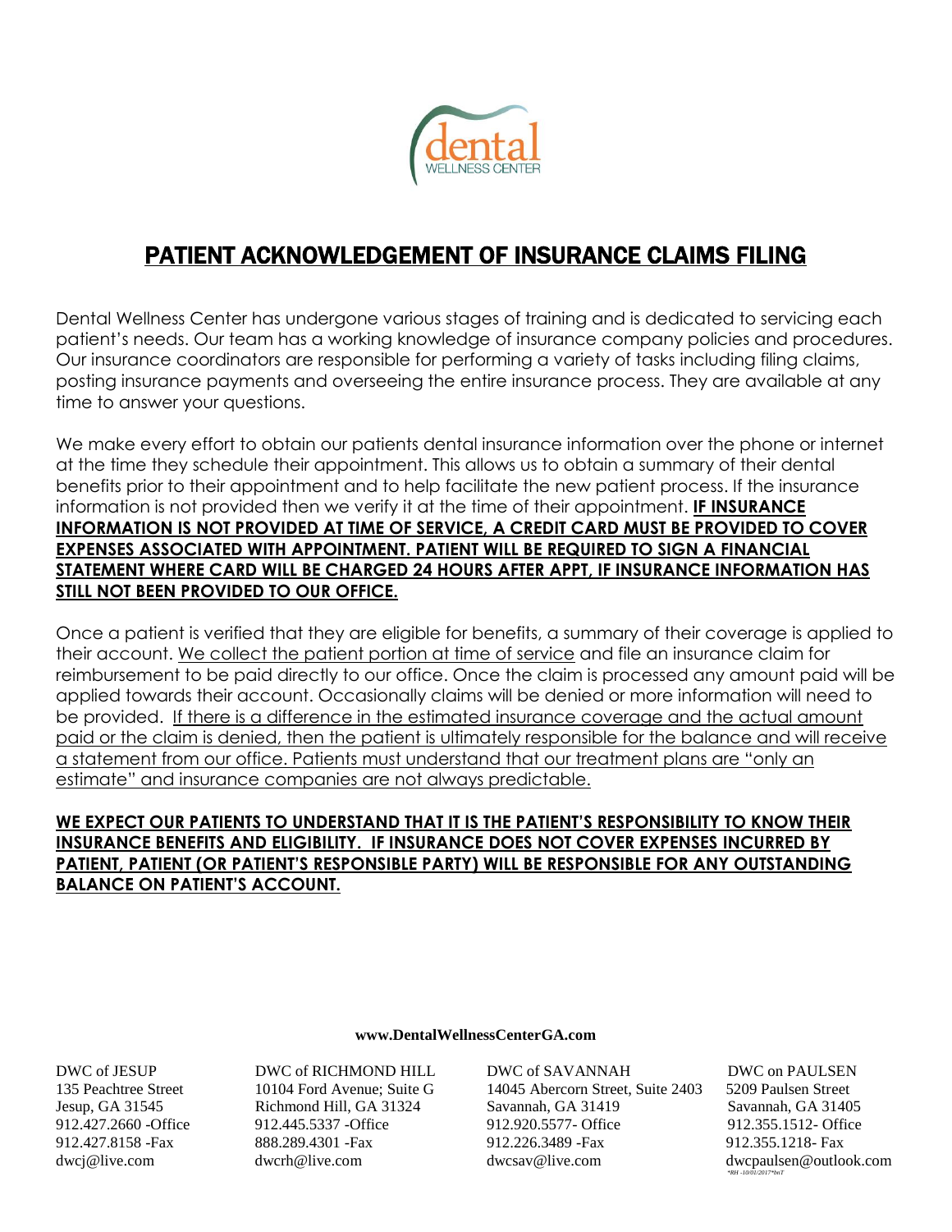# PATIENT ACKNOWLEDGEMENT OF INSURANCE CLAIMS FILING

Dental Wellness Center has undergone various stages of training and is dedicated to servicing each patient's needs. Our team has a working knowledge of insurance company policies and procedures. Our insurance coordinators are responsible for performing a variety of tasks including filing claims, posting insurance payments and overseeing the entire insurance process. They are available at any time to answer your questions.

We make every effort to obtain our patients dental insurance information over the phone or internet at the time they schedule their appointment. This allows us to obtain a summary of their dental benefits prior to their appointment and to help facilitate the new patient process. If the insurance information is not provided then we verify it at the time of their appointment. **IF INSURANCE INFORMATION IS NOT PROVIDED AT TIME OF SERVICE, A CREDIT CARD MUST BE PROVIDED TO COVER EXPENSES ASSOCIATED WITH APPOINTMENT. PATIENT WILL BE REQUIRED TO SIGN A FINANCIAL STATEMENT WHERE CARD WILL BE CHARGED 24 HOURS AFTER APPT, IF INSURANCE INFORMATION HAS STILL NOT BEEN PROVIDED TO OUR OFFICE.**

Once a patient is verified that they are eligible for benefits, a summary of their coverage is applied to their account. We collect the patient portion at time of service and file an insurance claim for reimbursement to be paid directly to our office. Once the claim is processed any amount paid will be applied towards their account. Occasionally claims will be denied or more information will need to be provided. If there is a difference in the estimated insurance coverage and the actual amount paid or the claim is denied, then the patient is ultimately responsible for the balance and will receive a statement from our office. Patients must understand that our treatment plans are "only an estimate" and insurance companies are not always predictable.

**WE EXPECT OUR PATIENTS TO UNDERSTAND THAT IT IS THE PATIENT'S RESPONSIBILITY TO KNOW THEIR INSURANCE BENEFITS AND ELIGIBILITY. IF INSURANCE DOES NOT COVER EXPENSES INCURRED BY PATIENT, PATIENT (OR PATIENT'S RESPONSIBLE PARTY) WILL BE RESPONSIBLE FOR ANY OUTSTANDING BALANCE ON PATIENT'S ACCOUNT.**

**www.DentalWellnessCenterGA.com**

| DWC of JESUP | DWC of RICHMOND HILL | DWC of SAVANNAH | DWC on PAULSEN |
|---|---|---|---|
| 135 Peachtree Street | 10104 Ford Avenue; Suite G | 14045 Abercorn Street, Suite 2403 | 5209 Paulsen Street |
| Jesup, GA 31545 | Richmond Hill, GA 31324 | Savannah, GA 31419 | Savannah, GA 31405 |
| 912.427.2660 -Office | 912.445.5337 -Office | 912.920.5577- Office | 912.355.1512- Office |
| 912.427.8158 -Fax | 888.289.4301 -Fax | 912.226.3489 -Fax | 912.355.1218- Fax |
| dwcj@live.com | dwcrh@live.com | dwcsav@live.com | dwcpaulsen@outlook.com |

*RH -10/01/2017*bnT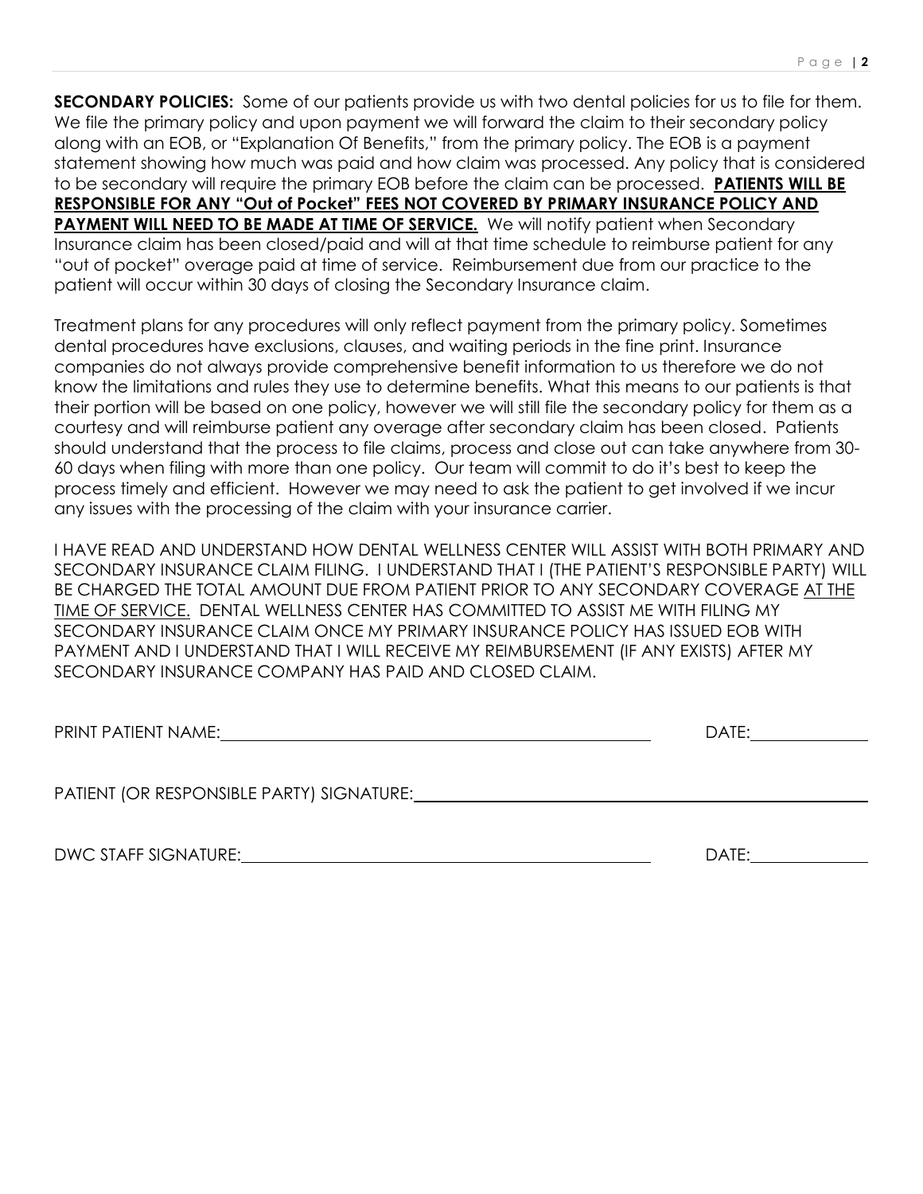**SECONDARY POLICIES:** Some of our patients provide us with two dental policies for us to file for them. We file the primary policy and upon payment we will forward the claim to their secondary policy along with an EOB, or "Explanation Of Benefits," from the primary policy. The EOB is a payment statement showing how much was paid and how claim was processed. Any policy that is considered to be secondary will require the primary EOB before the claim can be processed. **PATIENTS WILL BE RESPONSIBLE FOR ANY "Out of Pocket" FEES NOT COVERED BY PRIMARY INSURANCE POLICY AND PAYMENT WILL NEED TO BE MADE AT TIME OF SERVICE.** We will notify patient when Secondary Insurance claim has been closed/paid and will at that time schedule to reimburse patient for any "out of pocket" overage paid at time of service. Reimbursement due from our practice to the patient will occur within 30 days of closing the Secondary Insurance claim.

Treatment plans for any procedures will only reflect payment from the primary policy. Sometimes dental procedures have exclusions, clauses, and waiting periods in the fine print. Insurance companies do not always provide comprehensive benefit information to us therefore we do not know the limitations and rules they use to determine benefits. What this means to our patients is that their portion will be based on one policy, however we will still file the secondary policy for them as a courtesy and will reimburse patient any overage after secondary claim has been closed. Patients should understand that the process to file claims, process and close out can take anywhere from 30-60 days when filing with more than one policy. Our team will commit to do it's best to keep the process timely and efficient. However we may need to ask the patient to get involved if we incur any issues with the processing of the claim with your insurance carrier.

I HAVE READ AND UNDERSTAND HOW DENTAL WELLNESS CENTER WILL ASSIST WITH BOTH PRIMARY AND SECONDARY INSURANCE CLAIM FILING. I UNDERSTAND THAT I (THE PATIENT'S RESPONSIBLE PARTY) WILL BE CHARGED THE TOTAL AMOUNT DUE FROM PATIENT PRIOR TO ANY SECONDARY COVERAGE AT THE TIME OF SERVICE. DENTAL WELLNESS CENTER HAS COMMITTED TO ASSIST ME WITH FILING MY SECONDARY INSURANCE CLAIM ONCE MY PRIMARY INSURANCE POLICY HAS ISSUED EOB WITH PAYMENT AND I UNDERSTAND THAT I WILL RECEIVE MY REIMBURSEMENT (IF ANY EXISTS) AFTER MY SECONDARY INSURANCE COMPANY HAS PAID AND CLOSED CLAIM.

PRINT PATIENT NAME:______________________________ DATE:__________

PATIENT (OR RESPONSIBLE PARTY) SIGNATURE:______________________________

DWC STAFF SIGNATURE:______________________________ DATE:__________